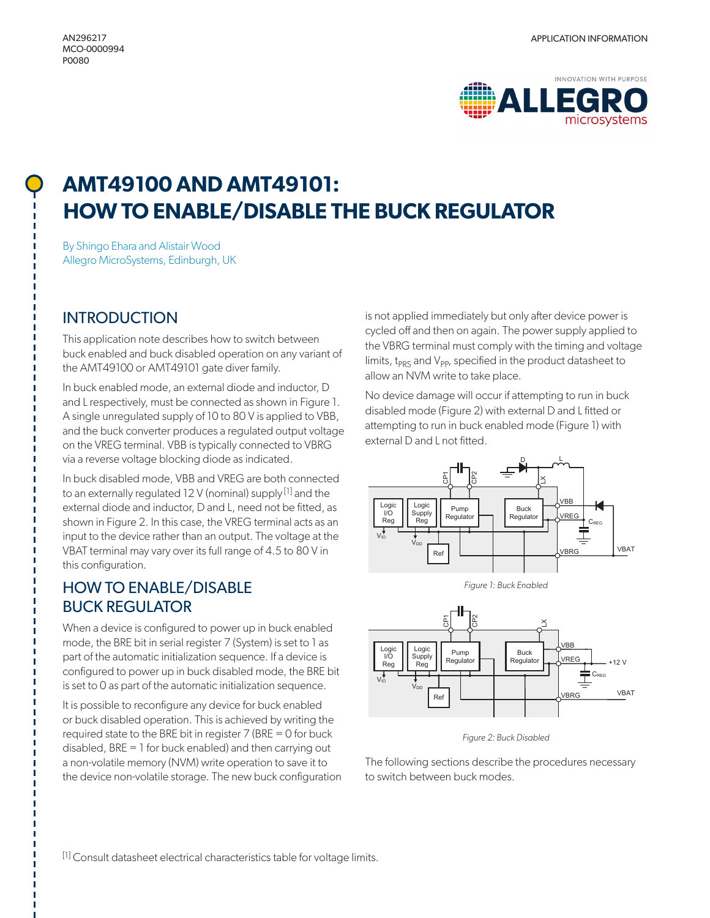AN296217
MCO-0000994
P0080

APPLICATION INFORMATION

# AMT49100 AND AMT49101: HOW TO ENABLE/DISABLE THE BUCK REGULATOR

By Shingo Ehara and Alistair Wood
Allegro MicroSystems, Edinburgh, UK

## INTRODUCTION

This application note describes how to switch between buck enabled and buck disabled operation on any variant of the AMT49100 or AMT49101 gate diver family.

In buck enabled mode, an external diode and inductor, D and L respectively, must be connected as shown in Figure 1. A single unregulated supply of 10 to 80 V is applied to VBB, and the buck converter produces a regulated output voltage on the VREG terminal. VBB is typically connected to VBRG via a reverse voltage blocking diode as indicated.

In buck disabled mode, VBB and VREG are both connected to an externally regulated 12 V (nominal) supply [1] and the external diode and inductor, D and L, need not be fitted, as shown in Figure 2. In this case, the VREG terminal acts as an input to the device rather than an output. The voltage at the VBAT terminal may vary over its full range of 4.5 to 80 V in this configuration.

## HOW TO ENABLE/DISABLE BUCK REGULATOR

When a device is configured to power up in buck enabled mode, the BRE bit in serial register 7 (System) is set to 1 as part of the automatic initialization sequence. If a device is configured to power up in buck disabled mode, the BRE bit is set to 0 as part of the automatic initialization sequence.

It is possible to reconfigure any device for buck enabled or buck disabled operation. This is achieved by writing the required state to the BRE bit in register 7 (BRE = 0 for buck disabled, BRE = 1 for buck enabled) and then carrying out a non-volatile memory (NVM) write operation to save it to the device non-volatile storage. The new buck configuration is not applied immediately but only after device power is cycled off and then on again. The power supply applied to the VBRG terminal must comply with the timing and voltage limits, $t_{PRS}$ and $V_{PP}$, specified in the product datasheet to allow an NVM write to take place.

No device damage will occur if attempting to run in buck disabled mode (Figure 2) with external D and L fitted or attempting to run in buck enabled mode (Figure 1) with external D and L not fitted.

*Figure 1: Buck Enabled*

*Figure 2: Buck Disabled*

The following sections describe the procedures necessary to switch between buck modes.

[1] Consult datasheet electrical characteristics table for voltage limits.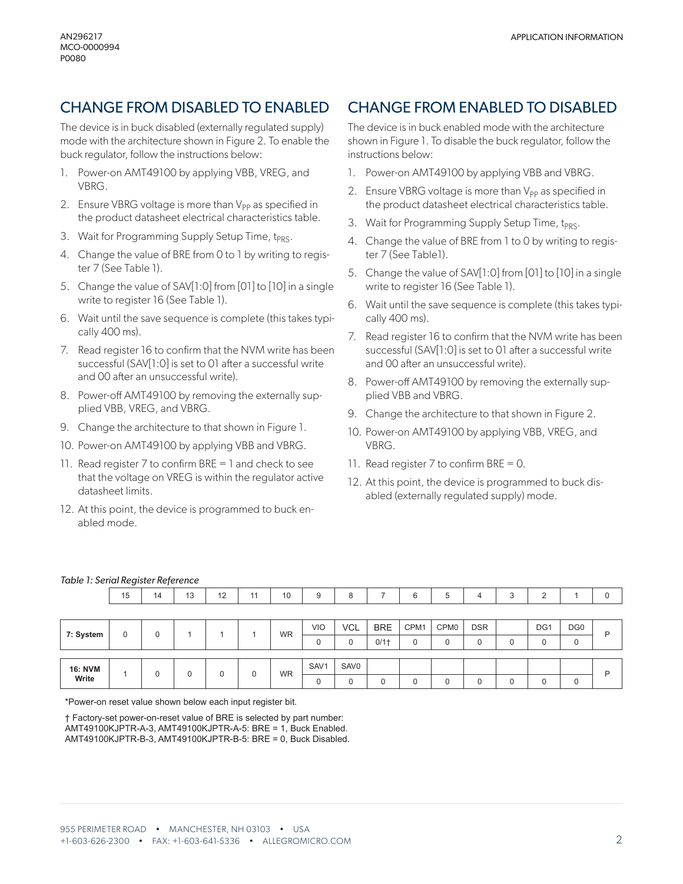## CHANGE FROM DISABLED TO ENABLED

The device is in buck disabled (externally regulated supply) mode with the architecture shown in Figure 2. To enable the buck regulator, follow the instructions below:

1. Power-on AMT49100 by applying VBB, VREG, and VBRG.
2. Ensure VBRG voltage is more than $V_{PP}$ as specified in the product datasheet electrical characteristics table.
3. Wait for Programming Supply Setup Time, $t_{PRS}$.
4. Change the value of BRE from 0 to 1 by writing to register 7 (See Table 1).
5. Change the value of SAV[1:0] from [01] to [10] in a single write to register 16 (See Table 1).
6. Wait until the save sequence is complete (this takes typically 400 ms).
7. Read register 16 to confirm that the NVM write has been successful (SAV[1:0] is set to 01 after a successful write and 00 after an unsuccessful write).
8. Power-off AMT49100 by removing the externally supplied VBB, VREG, and VBRG.
9. Change the architecture to that shown in Figure 1.
10. Power-on AMT49100 by applying VBB and VBRG.
11. Read register 7 to confirm BRE = 1 and check to see that the voltage on VREG is within the regulator active datasheet limits.
12. At this point, the device is programmed to buck enabled mode.

## CHANGE FROM ENABLED TO DISABLED

The device is in buck enabled mode with the architecture shown in Figure 1. To disable the buck regulator, follow the instructions below:

1. Power-on AMT49100 by applying VBB and VBRG.
2. Ensure VBRG voltage is more than $V_{PP}$ as specified in the product datasheet electrical characteristics table.
3. Wait for Programming Supply Setup Time, $t_{PRS}$.
4. Change the value of BRE from 1 to 0 by writing to register 7 (See Table1).
5. Change the value of SAV[1:0] from [01] to [10] in a single write to register 16 (See Table 1).
6. Wait until the save sequence is complete (this takes typically 400 ms).
7. Read register 16 to confirm that the NVM write has been successful (SAV[1:0] is set to 01 after a successful write and 00 after an unsuccessful write).
8. Power-off AMT49100 by removing the externally supplied VBB and VBRG.
9. Change the architecture to that shown in Figure 2.
10. Power-on AMT49100 by applying VBB, VREG, and VBRG.
11. Read register 7 to confirm BRE = 0.
12. At this point, the device is programmed to buck disabled (externally regulated supply) mode.

*Table 1: Serial Register Reference*

| | 15 | 14 | 13 | 12 | 11 | 10 | 9 | 8 | 7 | 6 | 5 | 4 | 3 | 2 | 1 | 0 |
|---|---|---|---|---|---|---|---|---|---|---|---|---|---|---|---|---|
| **7: System** | 0 | 0 | 1 | 1 | 1 | WR | VIO | VCL | BRE | CPM1 | CPM0 | DSR | | DG1 | DG0 | P |
| | | | | | | | 0 | 0 | 0/1† | 0 | 0 | 0 | 0 | 0 | 0 | |
| **16: NVM Write** | 1 | 0 | 0 | 0 | 0 | WR | SAV1 | SAV0 | | | | | | | | P |
| | | | | | | | 0 | 0 | 0 | 0 | 0 | 0 | 0 | 0 | 0 | |

*Power-on reset value shown below each input register bit.

† Factory-set power-on-reset value of BRE is selected by part number:
AMT49100KJPTR-A-3, AMT49100KJPTR-A-5: BRE = 1, Buck Enabled.
AMT49100KJPTR-B-3, AMT49100KJPTR-B-5: BRE = 0, Buck Disabled.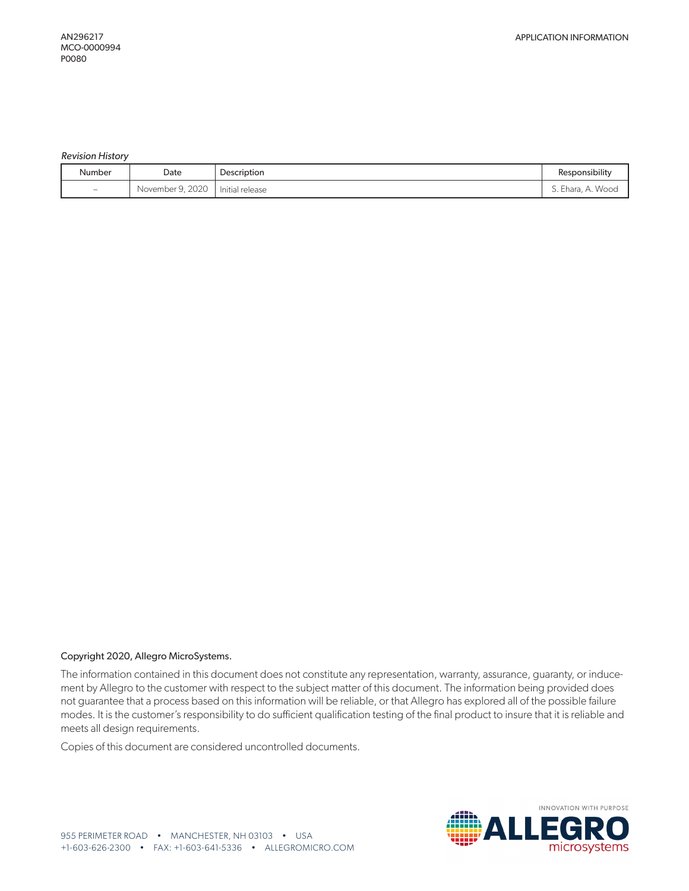AN296217
MCO-0000994
P0080

APPLICATION INFORMATION

*Revision History*

| Number | Date | Description | Responsibility |
| --- | --- | --- | --- |
| – | November 9, 2020 | Initial release | S. Ehara, A. Wood |

Copyright 2020, Allegro MicroSystems.

The information contained in this document does not constitute any representation, warranty, assurance, guaranty, or inducement by Allegro to the customer with respect to the subject matter of this document. The information being provided does not guarantee that a process based on this information will be reliable, or that Allegro has explored all of the possible failure modes. It is the customer's responsibility to do sufficient qualification testing of the final product to insure that it is reliable and meets all design requirements.

Copies of this document are considered uncontrolled documents.

955 PERIMETER ROAD • MANCHESTER, NH 03103 • USA
+1-603-626-2300 • FAX: +1-603-641-5336 • ALLEGROMICRO.COM